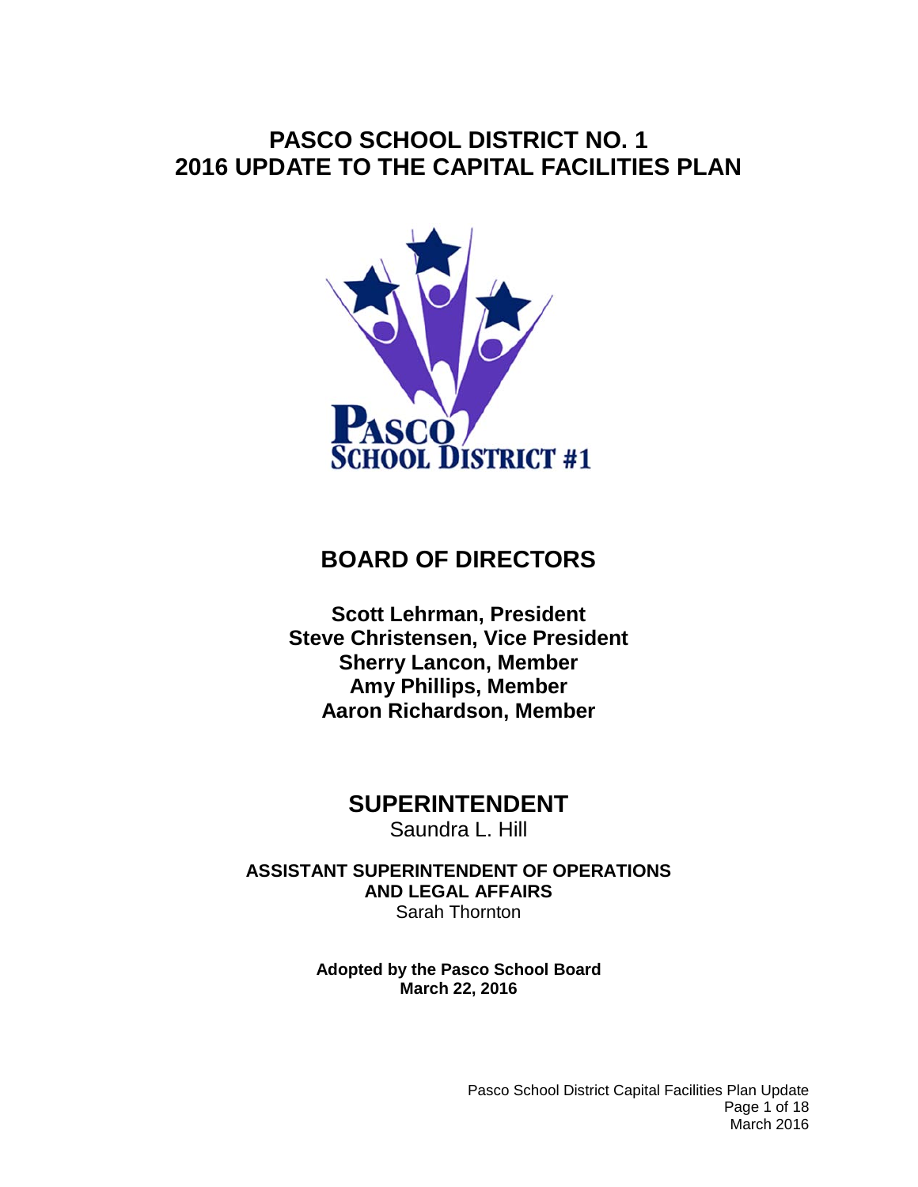# PASCO SCHOOL DISTRICT NO. 1
# 2016 UPDATE TO THE CAPITAL FACILITIES PLAN

## BOARD OF DIRECTORS

**Scott Lehrman, President**
**Steve Christensen, Vice President**
**Sherry Lancon, Member**
**Amy Phillips, Member**
**Aaron Richardson, Member**

## SUPERINTENDENT

Saundra L. Hill

**ASSISTANT SUPERINTENDENT OF OPERATIONS AND LEGAL AFFAIRS**

Sarah Thornton

**Adopted by the Pasco School Board**
**March 22, 2016**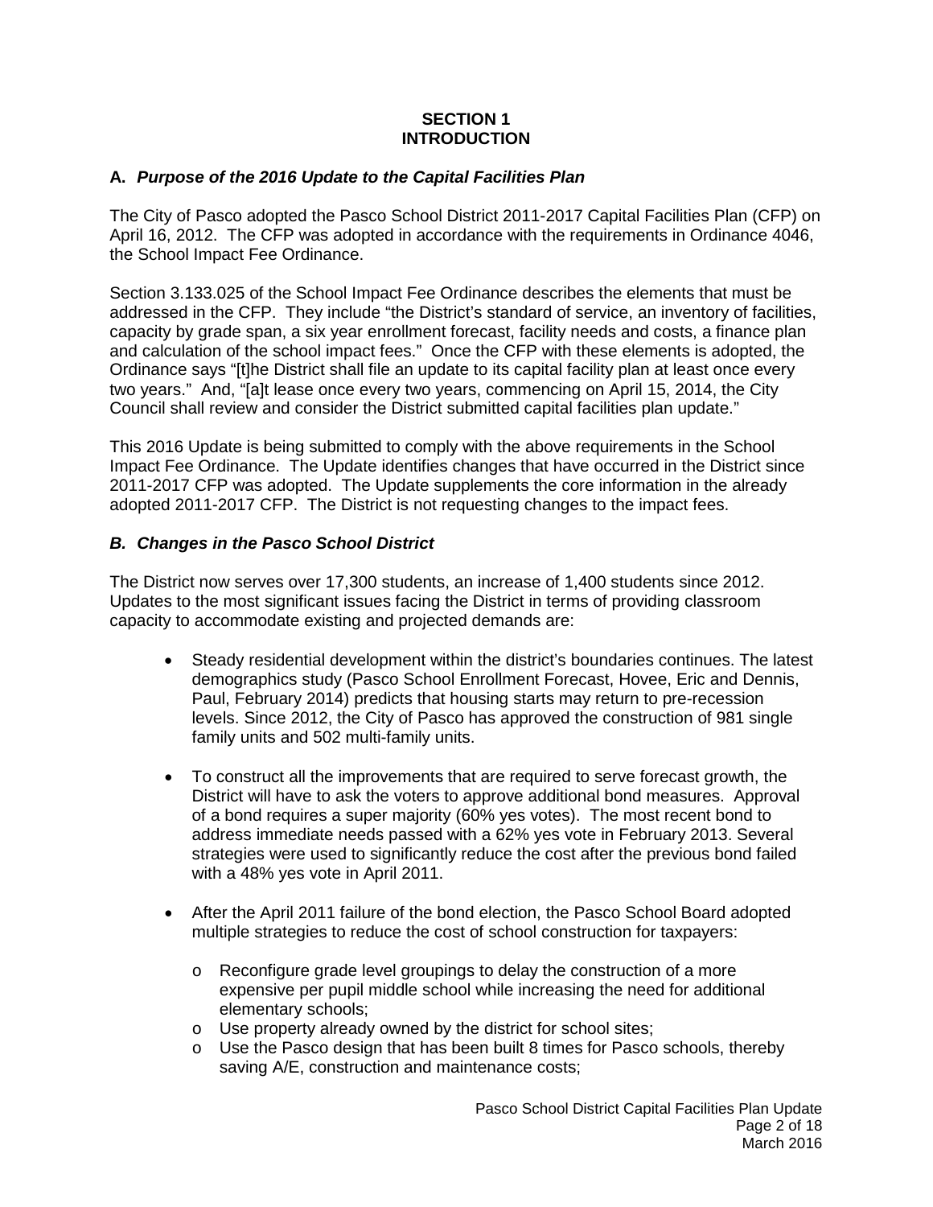# SECTION 1
# INTRODUCTION

## A. *Purpose of the 2016 Update to the Capital Facilities Plan*

The City of Pasco adopted the Pasco School District 2011-2017 Capital Facilities Plan (CFP) on April 16, 2012. The CFP was adopted in accordance with the requirements in Ordinance 4046, the School Impact Fee Ordinance.

Section 3.133.025 of the School Impact Fee Ordinance describes the elements that must be addressed in the CFP. They include "the District's standard of service, an inventory of facilities, capacity by grade span, a six year enrollment forecast, facility needs and costs, a finance plan and calculation of the school impact fees." Once the CFP with these elements is adopted, the Ordinance says "[t]he District shall file an update to its capital facility plan at least once every two years." And, "[a]t lease once every two years, commencing on April 15, 2014, the City Council shall review and consider the District submitted capital facilities plan update."

This 2016 Update is being submitted to comply with the above requirements in the School Impact Fee Ordinance. The Update identifies changes that have occurred in the District since 2011-2017 CFP was adopted. The Update supplements the core information in the already adopted 2011-2017 CFP. The District is not requesting changes to the impact fees.

## *B. Changes in the Pasco School District*

The District now serves over 17,300 students, an increase of 1,400 students since 2012. Updates to the most significant issues facing the District in terms of providing classroom capacity to accommodate existing and projected demands are:

- Steady residential development within the district's boundaries continues. The latest demographics study (Pasco School Enrollment Forecast, Hovee, Eric and Dennis, Paul, February 2014) predicts that housing starts may return to pre-recession levels. Since 2012, the City of Pasco has approved the construction of 981 single family units and 502 multi-family units.

- To construct all the improvements that are required to serve forecast growth, the District will have to ask the voters to approve additional bond measures. Approval of a bond requires a super majority (60% yes votes). The most recent bond to address immediate needs passed with a 62% yes vote in February 2013. Several strategies were used to significantly reduce the cost after the previous bond failed with a 48% yes vote in April 2011.

- After the April 2011 failure of the bond election, the Pasco School Board adopted multiple strategies to reduce the cost of school construction for taxpayers:

  - Reconfigure grade level groupings to delay the construction of a more expensive per pupil middle school while increasing the need for additional elementary schools;
  - Use property already owned by the district for school sites;
  - Use the Pasco design that has been built 8 times for Pasco schools, thereby saving A/E, construction and maintenance costs;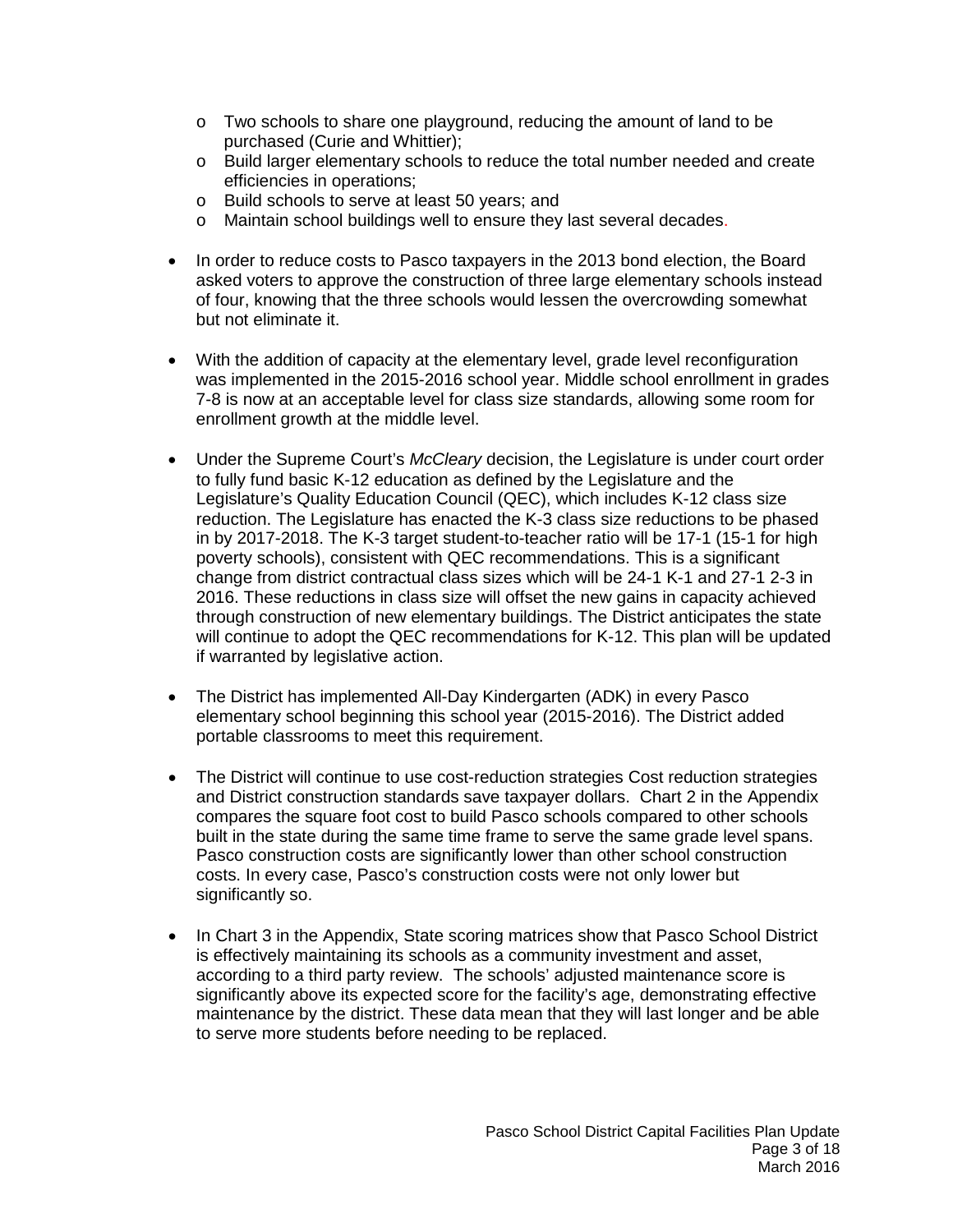- Two schools to share one playground, reducing the amount of land to be purchased (Curie and Whittier);
  - Build larger elementary schools to reduce the total number needed and create efficiencies in operations;
  - Build schools to serve at least 50 years; and
  - Maintain school buildings well to ensure they last several decades.

- In order to reduce costs to Pasco taxpayers in the 2013 bond election, the Board asked voters to approve the construction of three large elementary schools instead of four, knowing that the three schools would lessen the overcrowding somewhat but not eliminate it.

- With the addition of capacity at the elementary level, grade level reconfiguration was implemented in the 2015-2016 school year. Middle school enrollment in grades 7-8 is now at an acceptable level for class size standards, allowing some room for enrollment growth at the middle level.

- Under the Supreme Court's *McCleary* decision, the Legislature is under court order to fully fund basic K-12 education as defined by the Legislature and the Legislature's Quality Education Council (QEC), which includes K-12 class size reduction. The Legislature has enacted the K-3 class size reductions to be phased in by 2017-2018. The K-3 target student-to-teacher ratio will be 17-1 (15-1 for high poverty schools), consistent with QEC recommendations. This is a significant change from district contractual class sizes which will be 24-1 K-1 and 27-1 2-3 in 2016. These reductions in class size will offset the new gains in capacity achieved through construction of new elementary buildings. The District anticipates the state will continue to adopt the QEC recommendations for K-12. This plan will be updated if warranted by legislative action.

- The District has implemented All-Day Kindergarten (ADK) in every Pasco elementary school beginning this school year (2015-2016). The District added portable classrooms to meet this requirement.

- The District will continue to use cost-reduction strategies Cost reduction strategies and District construction standards save taxpayer dollars. Chart 2 in the Appendix compares the square foot cost to build Pasco schools compared to other schools built in the state during the same time frame to serve the same grade level spans. Pasco construction costs are significantly lower than other school construction costs. In every case, Pasco's construction costs were not only lower but significantly so.

- In Chart 3 in the Appendix, State scoring matrices show that Pasco School District is effectively maintaining its schools as a community investment and asset, according to a third party review. The schools' adjusted maintenance score is significantly above its expected score for the facility's age, demonstrating effective maintenance by the district. These data mean that they will last longer and be able to serve more students before needing to be replaced.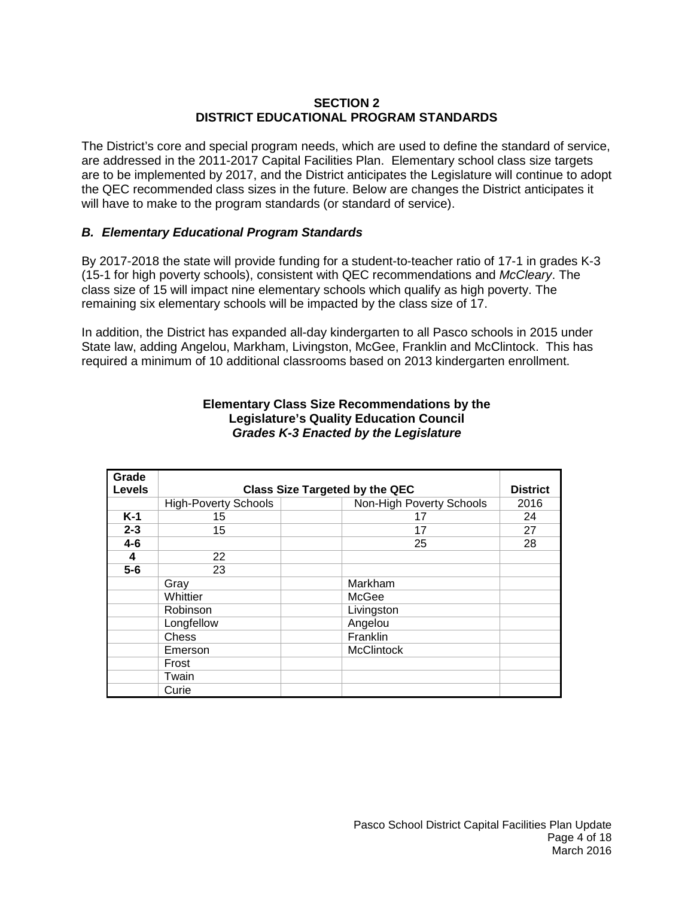## SECTION 2
## DISTRICT EDUCATIONAL PROGRAM STANDARDS

The District's core and special program needs, which are used to define the standard of service, are addressed in the 2011-2017 Capital Facilities Plan. Elementary school class size targets are to be implemented by 2017, and the District anticipates the Legislature will continue to adopt the QEC recommended class sizes in the future. Below are changes the District anticipates it will have to make to the program standards (or standard of service).

### *B. Elementary Educational Program Standards*

By 2017-2018 the state will provide funding for a student-to-teacher ratio of 17-1 in grades K-3 (15-1 for high poverty schools), consistent with QEC recommendations and *McCleary*. The class size of 15 will impact nine elementary schools which qualify as high poverty. The remaining six elementary schools will be impacted by the class size of 17.

In addition, the District has expanded all-day kindergarten to all Pasco schools in 2015 under State law, adding Angelou, Markham, Livingston, McGee, Franklin and McClintock. This has required a minimum of 10 additional classrooms based on 2013 kindergarten enrollment.

**Elementary Class Size Recommendations by the Legislature's Quality Education Council**
***Grades K-3 Enacted by the Legislature***

| Grade Levels | Class Size Targeted by the QEC | | | District |
|---|---|---|---|---|
| | High-Poverty Schools | | Non-High Poverty Schools | 2016 |
| **K-1** | 15 | | 17 | 24 |
| **2-3** | 15 | | 17 | 27 |
| **4-6** | | | 25 | 28 |
| **4** | 22 | | | |
| **5-6** | 23 | | | |
| | Gray | | Markham | |
| | Whittier | | McGee | |
| | Robinson | | Livingston | |
| | Longfellow | | Angelou | |
| | Chess | | Franklin | |
| | Emerson | | McClintock | |
| | Frost | | | |
| | Twain | | | |
| | Curie | | | |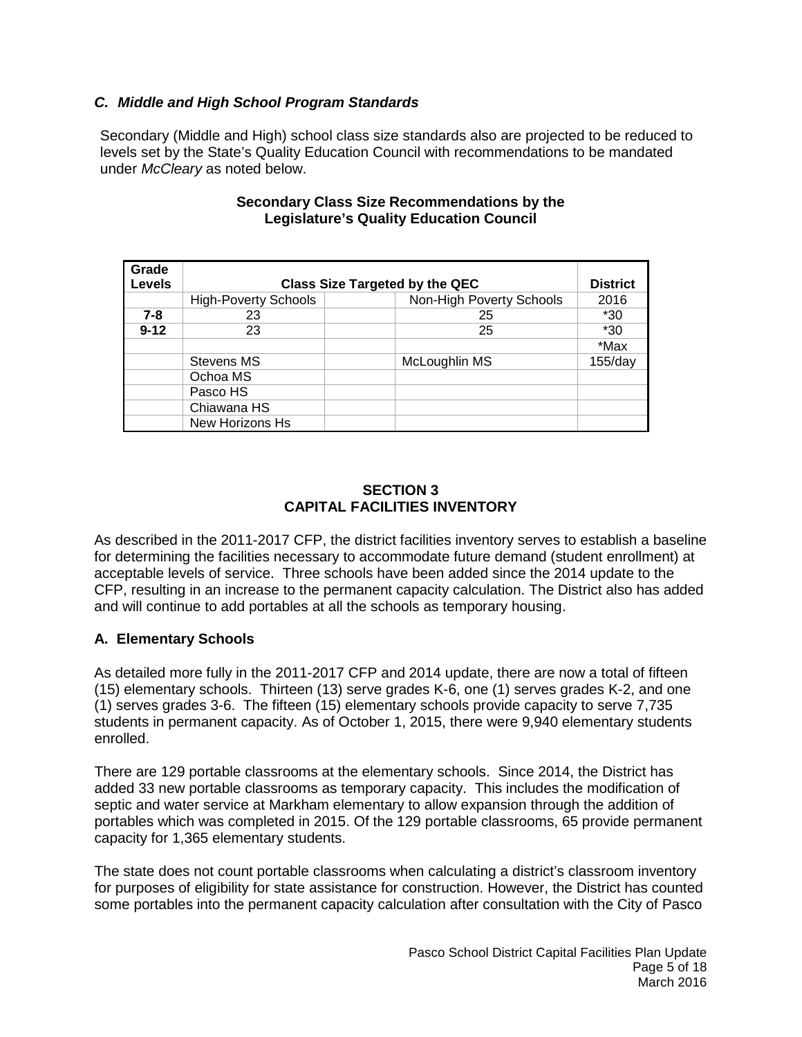### *C. Middle and High School Program Standards*

Secondary (Middle and High) school class size standards also are projected to be reduced to levels set by the State's Quality Education Council with recommendations to be mandated under *McCleary* as noted below.

**Secondary Class Size Recommendations by the Legislature's Quality Education Council**

| Grade Levels | Class Size Targeted by the QEC | | | District |
|---|---|---|---|---|
| | High-Poverty Schools | | Non-High Poverty Schools | 2016 |
| **7-8** | 23 | | 25 | *30 |
| **9-12** | 23 | | 25 | *30 |
| | | | | *Max |
| | Stevens MS | | McLoughlin MS | 155/day |
| | Ochoa MS | | | |
| | Pasco HS | | | |
| | Chiawana HS | | | |
| | New Horizons Hs | | | |

## SECTION 3
## CAPITAL FACILITIES INVENTORY

As described in the 2011-2017 CFP, the district facilities inventory serves to establish a baseline for determining the facilities necessary to accommodate future demand (student enrollment) at acceptable levels of service. Three schools have been added since the 2014 update to the CFP, resulting in an increase to the permanent capacity calculation. The District also has added and will continue to add portables at all the schools as temporary housing.

### A. Elementary Schools

As detailed more fully in the 2011-2017 CFP and 2014 update, there are now a total of fifteen (15) elementary schools. Thirteen (13) serve grades K-6, one (1) serves grades K-2, and one (1) serves grades 3-6. The fifteen (15) elementary schools provide capacity to serve 7,735 students in permanent capacity. As of October 1, 2015, there were 9,940 elementary students enrolled.

There are 129 portable classrooms at the elementary schools. Since 2014, the District has added 33 new portable classrooms as temporary capacity. This includes the modification of septic and water service at Markham elementary to allow expansion through the addition of portables which was completed in 2015. Of the 129 portable classrooms, 65 provide permanent capacity for 1,365 elementary students.

The state does not count portable classrooms when calculating a district's classroom inventory for purposes of eligibility for state assistance for construction. However, the District has counted some portables into the permanent capacity calculation after consultation with the City of Pasco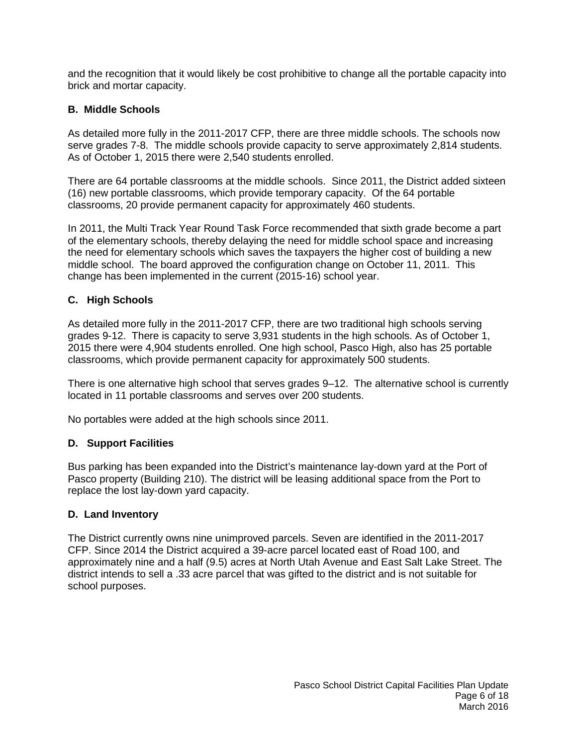and the recognition that it would likely be cost prohibitive to change all the portable capacity into brick and mortar capacity.

### B. Middle Schools

As detailed more fully in the 2011-2017 CFP, there are three middle schools. The schools now serve grades 7-8. The middle schools provide capacity to serve approximately 2,814 students. As of October 1, 2015 there were 2,540 students enrolled.

There are 64 portable classrooms at the middle schools. Since 2011, the District added sixteen (16) new portable classrooms, which provide temporary capacity. Of the 64 portable classrooms, 20 provide permanent capacity for approximately 460 students.

In 2011, the Multi Track Year Round Task Force recommended that sixth grade become a part of the elementary schools, thereby delaying the need for middle school space and increasing the need for elementary schools which saves the taxpayers the higher cost of building a new middle school. The board approved the configuration change on October 11, 2011. This change has been implemented in the current (2015-16) school year.

### C. High Schools

As detailed more fully in the 2011-2017 CFP, there are two traditional high schools serving grades 9-12. There is capacity to serve 3,931 students in the high schools. As of October 1, 2015 there were 4,904 students enrolled. One high school, Pasco High, also has 25 portable classrooms, which provide permanent capacity for approximately 500 students.

There is one alternative high school that serves grades 9–12. The alternative school is currently located in 11 portable classrooms and serves over 200 students.

No portables were added at the high schools since 2011.

### D. Support Facilities

Bus parking has been expanded into the District's maintenance lay-down yard at the Port of Pasco property (Building 210). The district will be leasing additional space from the Port to replace the lost lay-down yard capacity.

### D. Land Inventory

The District currently owns nine unimproved parcels. Seven are identified in the 2011-2017 CFP. Since 2014 the District acquired a 39-acre parcel located east of Road 100, and approximately nine and a half (9.5) acres at North Utah Avenue and East Salt Lake Street. The district intends to sell a .33 acre parcel that was gifted to the district and is not suitable for school purposes.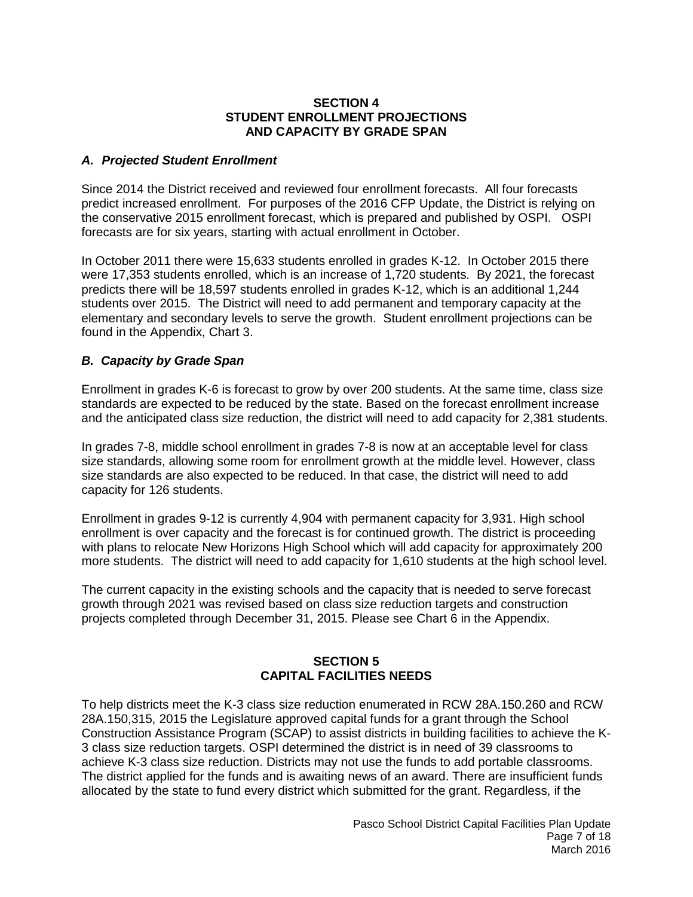## SECTION 4
## STUDENT ENROLLMENT PROJECTIONS AND CAPACITY BY GRADE SPAN

### *A. Projected Student Enrollment*

Since 2014 the District received and reviewed four enrollment forecasts. All four forecasts predict increased enrollment. For purposes of the 2016 CFP Update, the District is relying on the conservative 2015 enrollment forecast, which is prepared and published by OSPI. OSPI forecasts are for six years, starting with actual enrollment in October.

In October 2011 there were 15,633 students enrolled in grades K-12. In October 2015 there were 17,353 students enrolled, which is an increase of 1,720 students. By 2021, the forecast predicts there will be 18,597 students enrolled in grades K-12, which is an additional 1,244 students over 2015. The District will need to add permanent and temporary capacity at the elementary and secondary levels to serve the growth. Student enrollment projections can be found in the Appendix, Chart 3.

### *B. Capacity by Grade Span*

Enrollment in grades K-6 is forecast to grow by over 200 students. At the same time, class size standards are expected to be reduced by the state. Based on the forecast enrollment increase and the anticipated class size reduction, the district will need to add capacity for 2,381 students.

In grades 7-8, middle school enrollment in grades 7-8 is now at an acceptable level for class size standards, allowing some room for enrollment growth at the middle level. However, class size standards are also expected to be reduced. In that case, the district will need to add capacity for 126 students.

Enrollment in grades 9-12 is currently 4,904 with permanent capacity for 3,931. High school enrollment is over capacity and the forecast is for continued growth. The district is proceeding with plans to relocate New Horizons High School which will add capacity for approximately 200 more students. The district will need to add capacity for 1,610 students at the high school level.

The current capacity in the existing schools and the capacity that is needed to serve forecast growth through 2021 was revised based on class size reduction targets and construction projects completed through December 31, 2015. Please see Chart 6 in the Appendix.

## SECTION 5
## CAPITAL FACILITIES NEEDS

To help districts meet the K-3 class size reduction enumerated in RCW 28A.150.260 and RCW 28A.150,315, 2015 the Legislature approved capital funds for a grant through the School Construction Assistance Program (SCAP) to assist districts in building facilities to achieve the K-3 class size reduction targets. OSPI determined the district is in need of 39 classrooms to achieve K-3 class size reduction. Districts may not use the funds to add portable classrooms. The district applied for the funds and is awaiting news of an award. There are insufficient funds allocated by the state to fund every district which submitted for the grant. Regardless, if the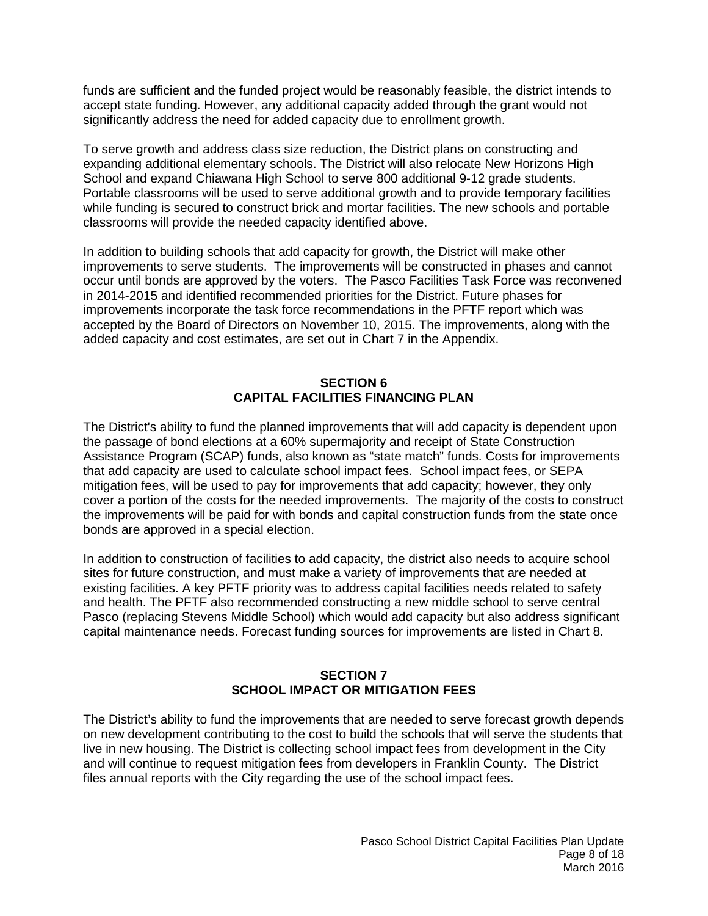funds are sufficient and the funded project would be reasonably feasible, the district intends to accept state funding. However, any additional capacity added through the grant would not significantly address the need for added capacity due to enrollment growth.

To serve growth and address class size reduction, the District plans on constructing and expanding additional elementary schools. The District will also relocate New Horizons High School and expand Chiawana High School to serve 800 additional 9-12 grade students. Portable classrooms will be used to serve additional growth and to provide temporary facilities while funding is secured to construct brick and mortar facilities. The new schools and portable classrooms will provide the needed capacity identified above.

In addition to building schools that add capacity for growth, the District will make other improvements to serve students. The improvements will be constructed in phases and cannot occur until bonds are approved by the voters. The Pasco Facilities Task Force was reconvened in 2014-2015 and identified recommended priorities for the District. Future phases for improvements incorporate the task force recommendations in the PFTF report which was accepted by the Board of Directors on November 10, 2015. The improvements, along with the added capacity and cost estimates, are set out in Chart 7 in the Appendix.

## SECTION 6
## CAPITAL FACILITIES FINANCING PLAN

The District's ability to fund the planned improvements that will add capacity is dependent upon the passage of bond elections at a 60% supermajority and receipt of State Construction Assistance Program (SCAP) funds, also known as "state match" funds. Costs for improvements that add capacity are used to calculate school impact fees. School impact fees, or SEPA mitigation fees, will be used to pay for improvements that add capacity; however, they only cover a portion of the costs for the needed improvements. The majority of the costs to construct the improvements will be paid for with bonds and capital construction funds from the state once bonds are approved in a special election.

In addition to construction of facilities to add capacity, the district also needs to acquire school sites for future construction, and must make a variety of improvements that are needed at existing facilities. A key PFTF priority was to address capital facilities needs related to safety and health. The PFTF also recommended constructing a new middle school to serve central Pasco (replacing Stevens Middle School) which would add capacity but also address significant capital maintenance needs. Forecast funding sources for improvements are listed in Chart 8.

## SECTION 7
## SCHOOL IMPACT OR MITIGATION FEES

The District's ability to fund the improvements that are needed to serve forecast growth depends on new development contributing to the cost to build the schools that will serve the students that live in new housing. The District is collecting school impact fees from development in the City and will continue to request mitigation fees from developers in Franklin County. The District files annual reports with the City regarding the use of the school impact fees.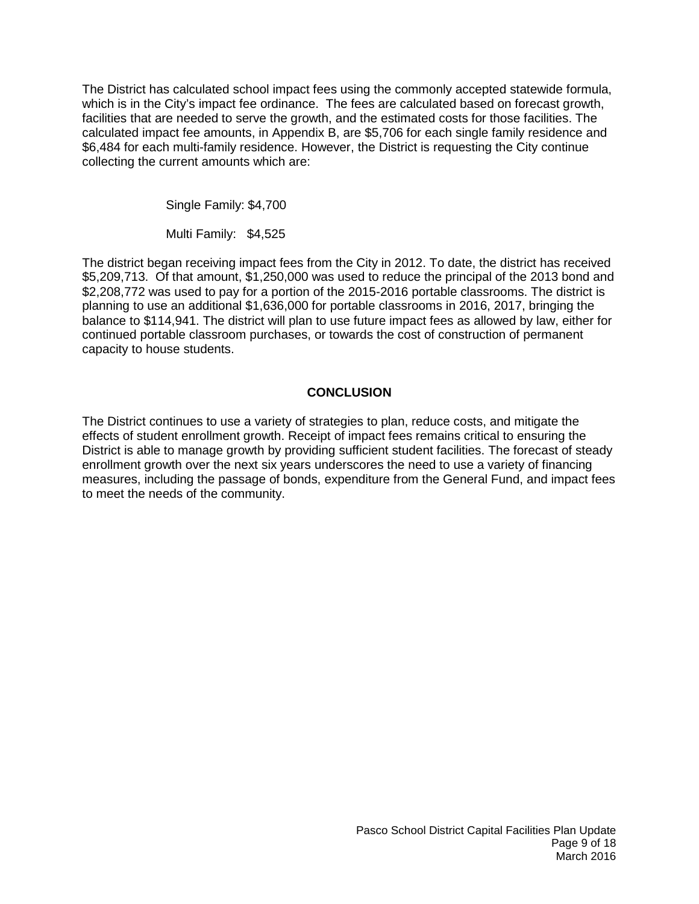The District has calculated school impact fees using the commonly accepted statewide formula, which is in the City's impact fee ordinance. The fees are calculated based on forecast growth, facilities that are needed to serve the growth, and the estimated costs for those facilities. The calculated impact fee amounts, in Appendix B, are $5,706 for each single family residence and $6,484 for each multi-family residence. However, the District is requesting the City continue collecting the current amounts which are:

Single Family: $4,700

Multi Family: $4,525

The district began receiving impact fees from the City in 2012. To date, the district has received $5,209,713. Of that amount, $1,250,000 was used to reduce the principal of the 2013 bond and $2,208,772 was used to pay for a portion of the 2015-2016 portable classrooms. The district is planning to use an additional $1,636,000 for portable classrooms in 2016, 2017, bringing the balance to $114,941. The district will plan to use future impact fees as allowed by law, either for continued portable classroom purchases, or towards the cost of construction of permanent capacity to house students.

## CONCLUSION

The District continues to use a variety of strategies to plan, reduce costs, and mitigate the effects of student enrollment growth. Receipt of impact fees remains critical to ensuring the District is able to manage growth by providing sufficient student facilities. The forecast of steady enrollment growth over the next six years underscores the need to use a variety of financing measures, including the passage of bonds, expenditure from the General Fund, and impact fees to meet the needs of the community.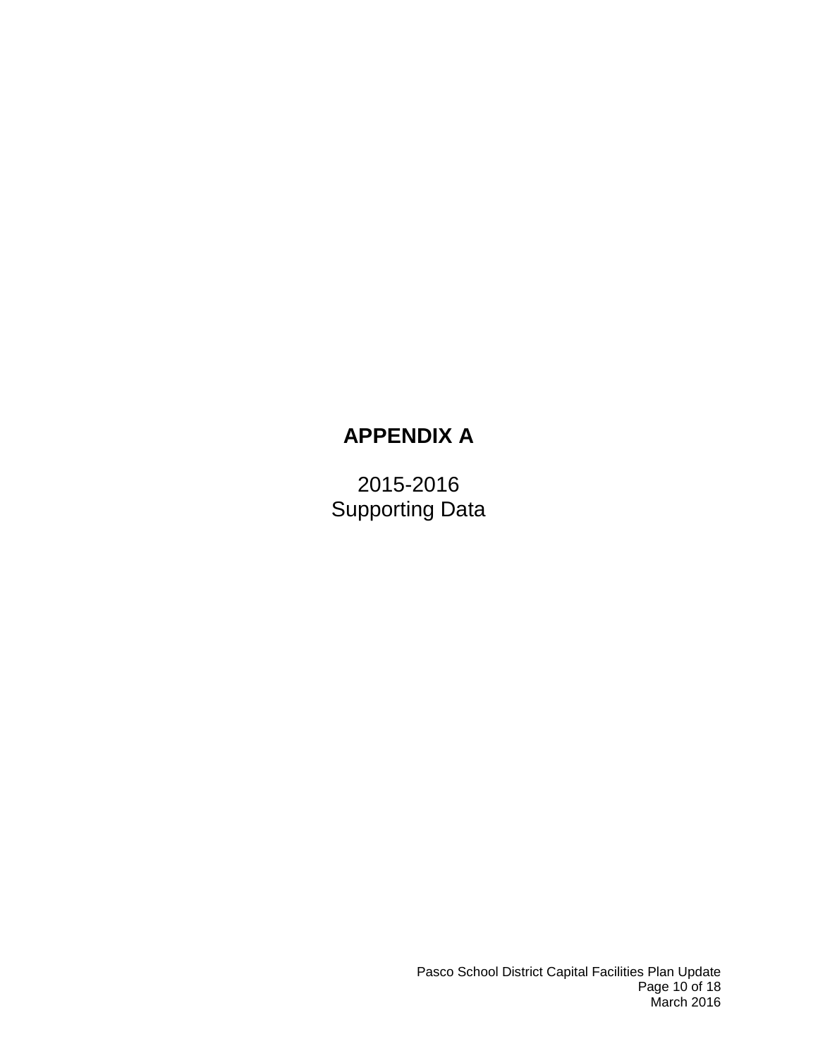# APPENDIX A

2015-2016
Supporting Data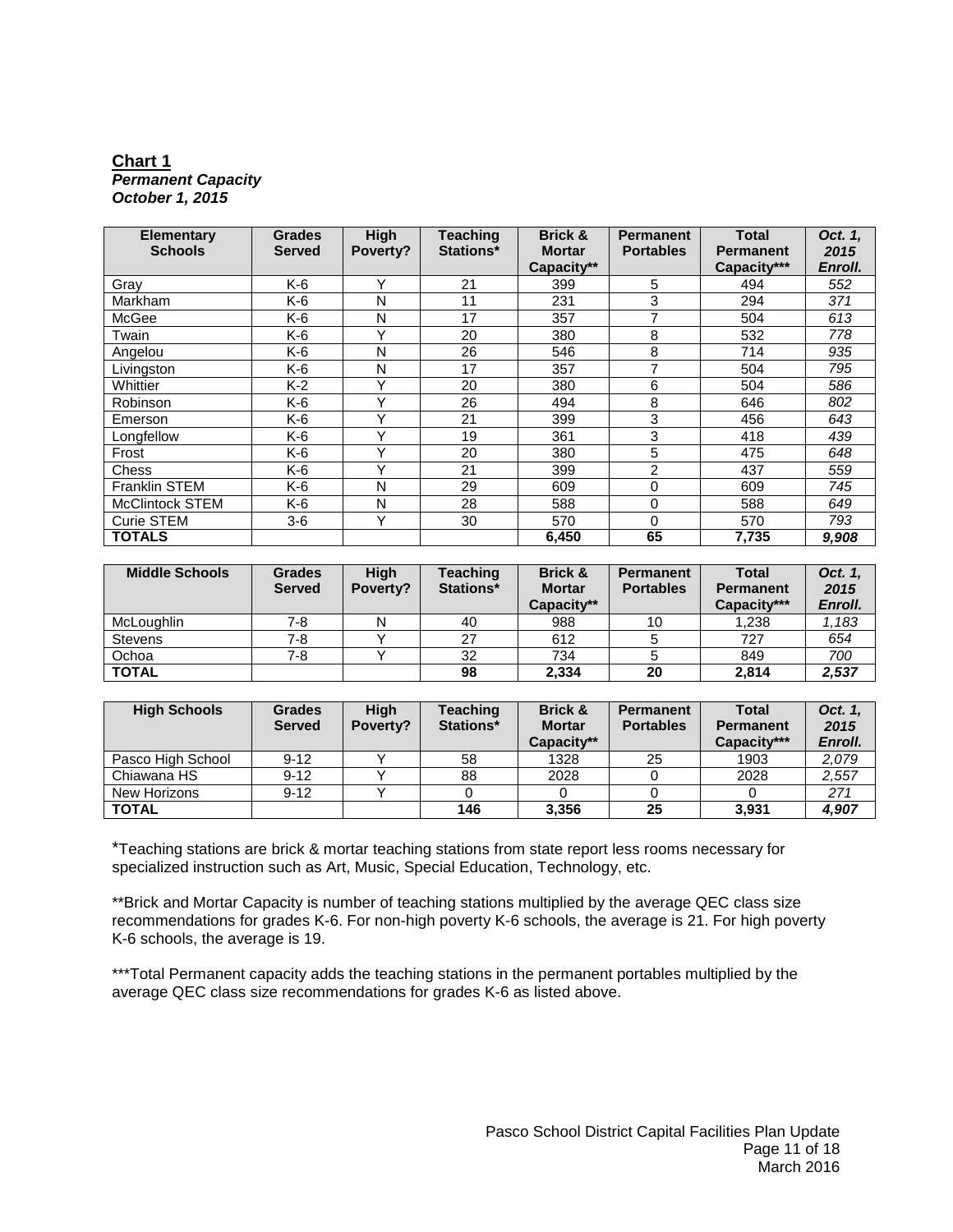**Chart 1**
***Permanent Capacity***
***October 1, 2015***

| Elementary Schools | Grades Served | High Poverty? | Teaching Stations* | Brick & Mortar Capacity** | Permanent Portables | Total Permanent Capacity*** | *Oct. 1, 2015 Enroll.* |
|---|---|---|---|---|---|---|---|
| Gray | K-6 | Y | 21 | 399 | 5 | 494 | *552* |
| Markham | K-6 | N | 11 | 231 | 3 | 294 | *371* |
| McGee | K-6 | N | 17 | 357 | 7 | 504 | *613* |
| Twain | K-6 | Y | 20 | 380 | 8 | 532 | *778* |
| Angelou | K-6 | N | 26 | 546 | 8 | 714 | *935* |
| Livingston | K-6 | N | 17 | 357 | 7 | 504 | *795* |
| Whittier | K-2 | Y | 20 | 380 | 6 | 504 | *586* |
| Robinson | K-6 | Y | 26 | 494 | 8 | 646 | *802* |
| Emerson | K-6 | Y | 21 | 399 | 3 | 456 | *643* |
| Longfellow | K-6 | Y | 19 | 361 | 3 | 418 | *439* |
| Frost | K-6 | Y | 20 | 380 | 5 | 475 | *648* |
| Chess | K-6 | Y | 21 | 399 | 2 | 437 | *559* |
| Franklin STEM | K-6 | N | 29 | 609 | 0 | 609 | *745* |
| McClintock STEM | K-6 | N | 28 | 588 | 0 | 588 | *649* |
| Curie STEM | 3-6 | Y | 30 | 570 | 0 | 570 | *793* |
| **TOTALS** | | | | **6,450** | **65** | **7,735** | ***9,908*** |

| Middle Schools | Grades Served | High Poverty? | Teaching Stations* | Brick & Mortar Capacity** | Permanent Portables | Total Permanent Capacity*** | *Oct. 1, 2015 Enroll.* |
|---|---|---|---|---|---|---|---|
| McLoughlin | 7-8 | N | 40 | 988 | 10 | 1,238 | *1,183* |
| Stevens | 7-8 | Y | 27 | 612 | 5 | 727 | *654* |
| Ochoa | 7-8 | Y | 32 | 734 | 5 | 849 | *700* |
| **TOTAL** | | | **98** | **2,334** | **20** | **2,814** | ***2,537*** |

| High Schools | Grades Served | High Poverty? | Teaching Stations* | Brick & Mortar Capacity** | Permanent Portables | Total Permanent Capacity*** | *Oct. 1, 2015 Enroll.* |
|---|---|---|---|---|---|---|---|
| Pasco High School | 9-12 | Y | 58 | 1328 | 25 | 1903 | *2,079* |
| Chiawana HS | 9-12 | Y | 88 | 2028 | 0 | 2028 | *2,557* |
| New Horizons | 9-12 | Y | 0 | 0 | 0 | 0 | *271* |
| **TOTAL** | | | **146** | **3,356** | **25** | **3,931** | ***4,907*** |

*Teaching stations are brick & mortar teaching stations from state report less rooms necessary for specialized instruction such as Art, Music, Special Education, Technology, etc.

**Brick and Mortar Capacity is number of teaching stations multiplied by the average QEC class size recommendations for grades K-6. For non-high poverty K-6 schools, the average is 21. For high poverty K-6 schools, the average is 19.

***Total Permanent capacity adds the teaching stations in the permanent portables multiplied by the average QEC class size recommendations for grades K-6 as listed above.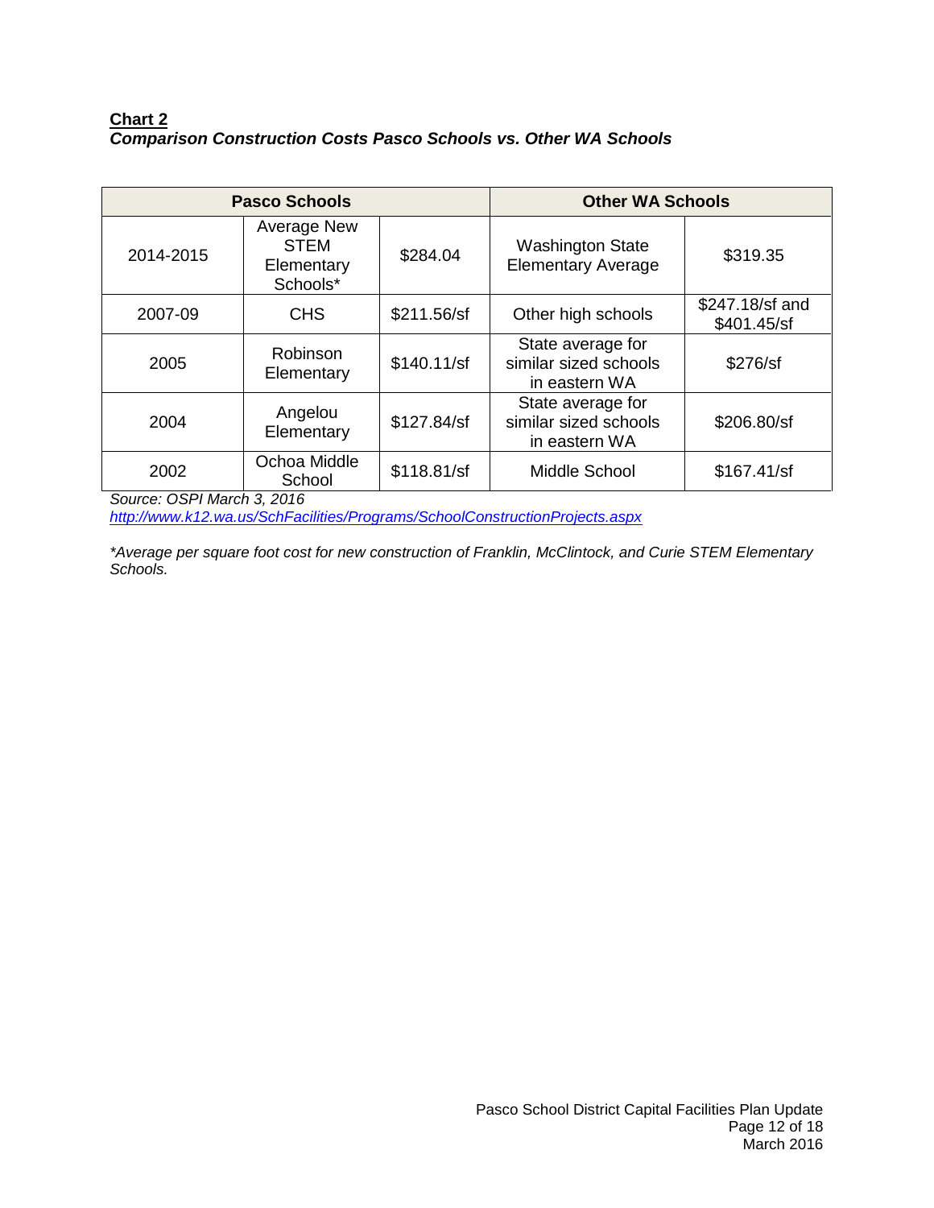**Chart 2**

***Comparison Construction Costs Pasco Schools vs. Other WA Schools***

| Pasco Schools | | | Other WA Schools | |
|---|---|---|---|---|
| 2014-2015 | Average New STEM Elementary Schools* | $284.04 | Washington State Elementary Average | $319.35 |
| 2007-09 | CHS | $211.56/sf | Other high schools | $247.18/sf and $401.45/sf |
| 2005 | Robinson Elementary | $140.11/sf | State average for similar sized schools in eastern WA | $276/sf |
| 2004 | Angelou Elementary | $127.84/sf | State average for similar sized schools in eastern WA | $206.80/sf |
| 2002 | Ochoa Middle School | $118.81/sf | Middle School | $167.41/sf |

*Source: OSPI March 3, 2016*
*http://www.k12.wa.us/SchFacilities/Programs/SchoolConstructionProjects.aspx*

*\*Average per square foot cost for new construction of Franklin, McClintock, and Curie STEM Elementary Schools.*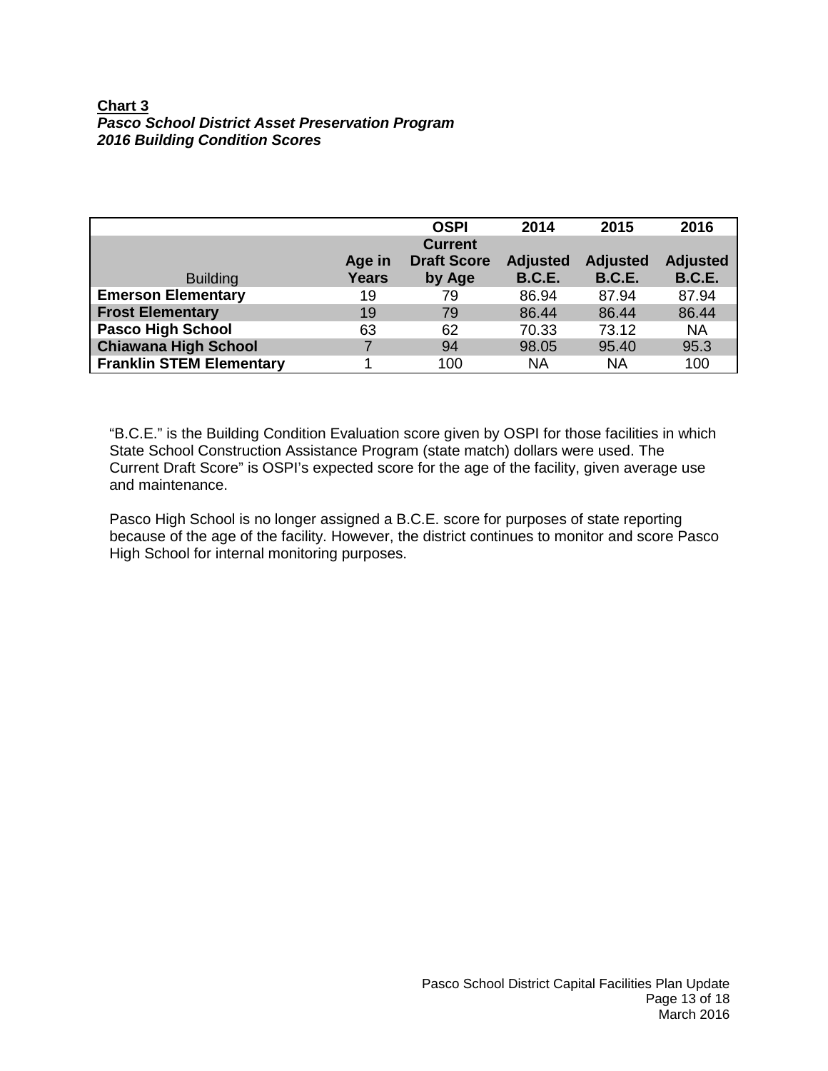**Chart 3**
***Pasco School District Asset Preservation Program***
***2016 Building Condition Scores***

| Building | Age in Years | OSPI Current Draft Score by Age | 2014 Adjusted B.C.E. | 2015 Adjusted B.C.E. | 2016 Adjusted B.C.E. |
|---|---|---|---|---|---|
| **Emerson Elementary** | 19 | 79 | 86.94 | 87.94 | 87.94 |
| **Frost Elementary** | 19 | 79 | 86.44 | 86.44 | 86.44 |
| **Pasco High School** | 63 | 62 | 70.33 | 73.12 | NA |
| **Chiawana High School** | 7 | 94 | 98.05 | 95.40 | 95.3 |
| **Franklin STEM Elementary** | 1 | 100 | NA | NA | 100 |

"B.C.E." is the Building Condition Evaluation score given by OSPI for those facilities in which State School Construction Assistance Program (state match) dollars were used. The Current Draft Score" is OSPI's expected score for the age of the facility, given average use and maintenance.

Pasco High School is no longer assigned a B.C.E. score for purposes of state reporting because of the age of the facility. However, the district continues to monitor and score Pasco High School for internal monitoring purposes.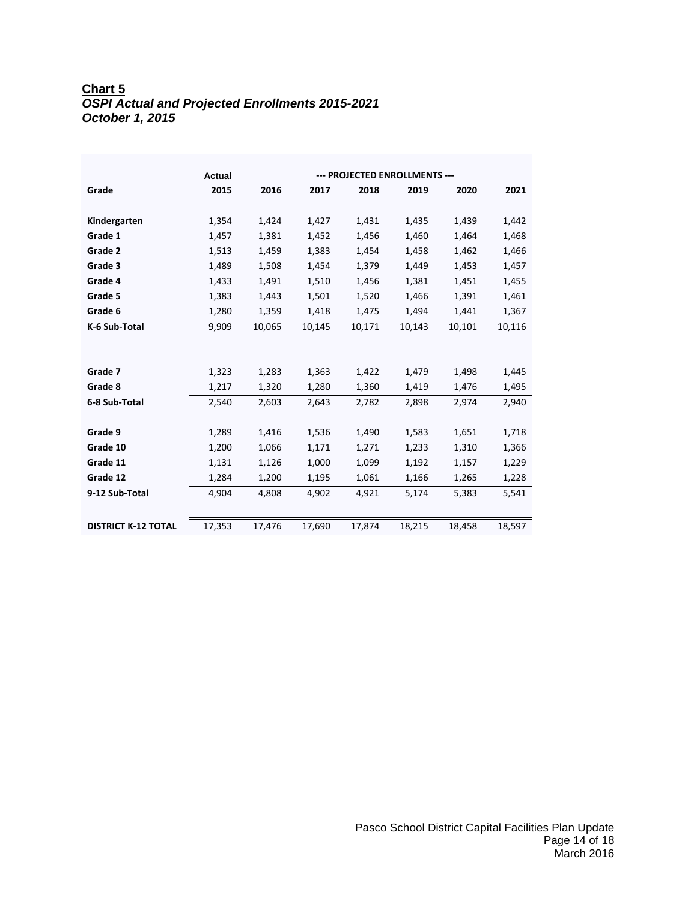**Chart 5**

***OSPI Actual and Projected Enrollments 2015-2021***

***October 1, 2015***

| | Actual | --- PROJECTED ENROLLMENTS --- | | | | | |
|---|---|---|---|---|---|---|---|
| **Grade** | **2015** | **2016** | **2017** | **2018** | **2019** | **2020** | **2021** |
| **Kindergarten** | 1,354 | 1,424 | 1,427 | 1,431 | 1,435 | 1,439 | 1,442 |
| **Grade 1** | 1,457 | 1,381 | 1,452 | 1,456 | 1,460 | 1,464 | 1,468 |
| **Grade 2** | 1,513 | 1,459 | 1,383 | 1,454 | 1,458 | 1,462 | 1,466 |
| **Grade 3** | 1,489 | 1,508 | 1,454 | 1,379 | 1,449 | 1,453 | 1,457 |
| **Grade 4** | 1,433 | 1,491 | 1,510 | 1,456 | 1,381 | 1,451 | 1,455 |
| **Grade 5** | 1,383 | 1,443 | 1,501 | 1,520 | 1,466 | 1,391 | 1,461 |
| **Grade 6** | 1,280 | 1,359 | 1,418 | 1,475 | 1,494 | 1,441 | 1,367 |
| **K-6 Sub-Total** | 9,909 | 10,065 | 10,145 | 10,171 | 10,143 | 10,101 | 10,116 |
| **Grade 7** | 1,323 | 1,283 | 1,363 | 1,422 | 1,479 | 1,498 | 1,445 |
| **Grade 8** | 1,217 | 1,320 | 1,280 | 1,360 | 1,419 | 1,476 | 1,495 |
| **6-8 Sub-Total** | 2,540 | 2,603 | 2,643 | 2,782 | 2,898 | 2,974 | 2,940 |
| **Grade 9** | 1,289 | 1,416 | 1,536 | 1,490 | 1,583 | 1,651 | 1,718 |
| **Grade 10** | 1,200 | 1,066 | 1,171 | 1,271 | 1,233 | 1,310 | 1,366 |
| **Grade 11** | 1,131 | 1,126 | 1,000 | 1,099 | 1,192 | 1,157 | 1,229 |
| **Grade 12** | 1,284 | 1,200 | 1,195 | 1,061 | 1,166 | 1,265 | 1,228 |
| **9-12 Sub-Total** | 4,904 | 4,808 | 4,902 | 4,921 | 5,174 | 5,383 | 5,541 |
| **DISTRICT K-12 TOTAL** | 17,353 | 17,476 | 17,690 | 17,874 | 18,215 | 18,458 | 18,597 |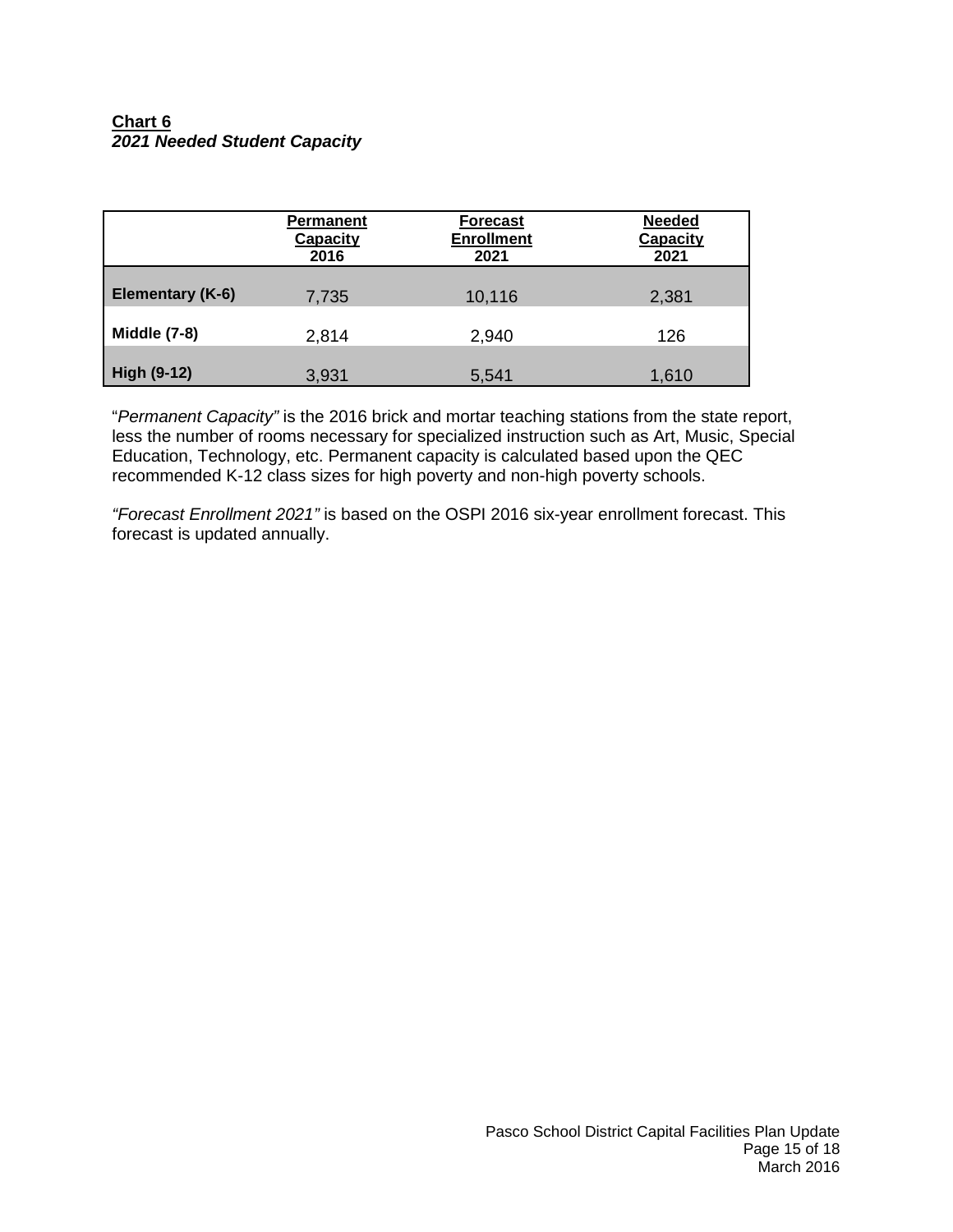**Chart 6**
***2021 Needed Student Capacity***

| | Permanent Capacity 2016 | Forecast Enrollment 2021 | Needed Capacity 2021 |
|---|---|---|---|
| **Elementary (K-6)** | 7,735 | 10,116 | 2,381 |
| **Middle (7-8)** | 2,814 | 2,940 | 126 |
| **High (9-12)** | 3,931 | 5,541 | 1,610 |

"*Permanent Capacity"* is the 2016 brick and mortar teaching stations from the state report, less the number of rooms necessary for specialized instruction such as Art, Music, Special Education, Technology, etc. Permanent capacity is calculated based upon the QEC recommended K-12 class sizes for high poverty and non-high poverty schools.

*"Forecast Enrollment 2021"* is based on the OSPI 2016 six-year enrollment forecast. This forecast is updated annually.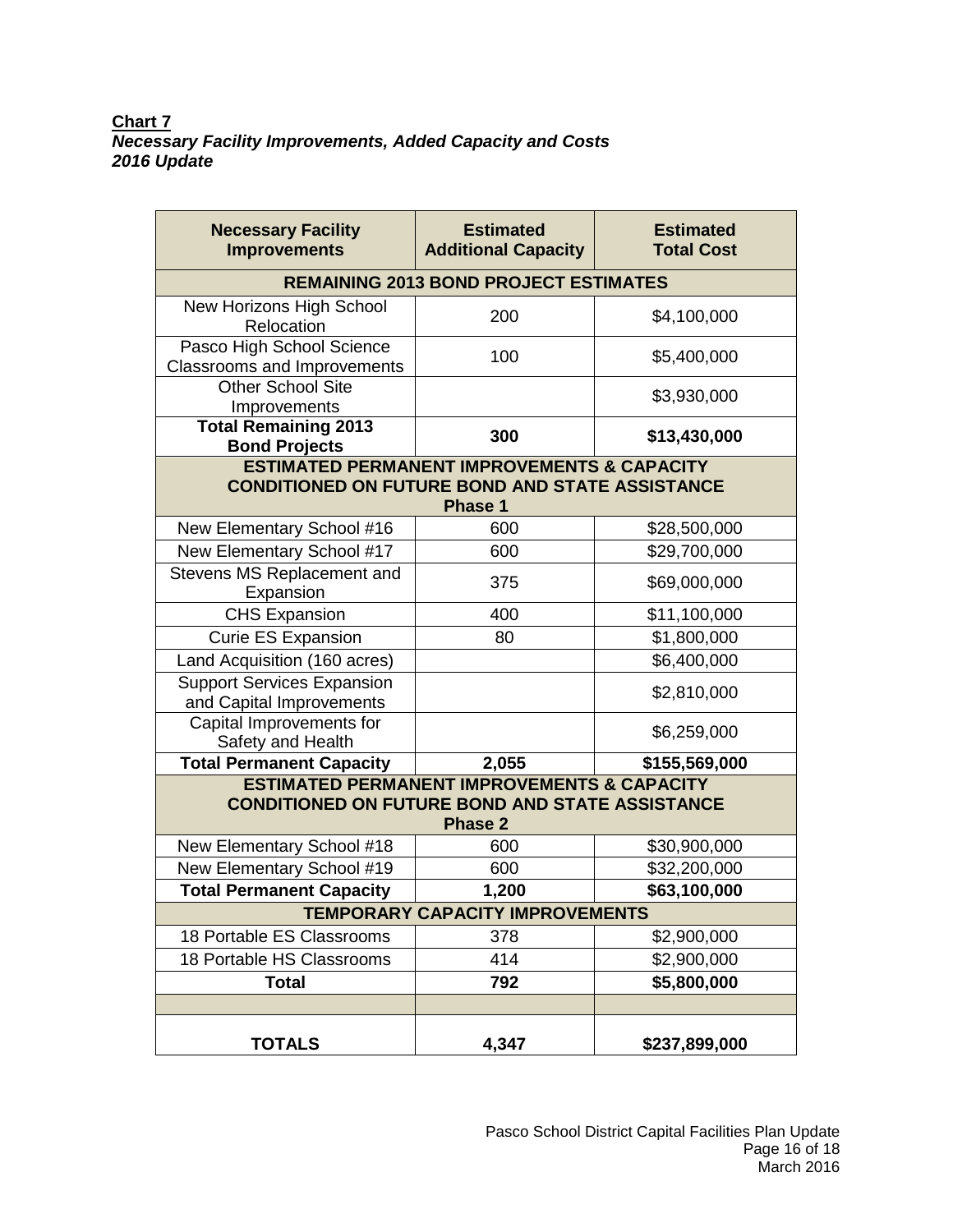**Chart 7**

***Necessary Facility Improvements, Added Capacity and Costs***
***2016 Update***

| Necessary Facility Improvements | Estimated Additional Capacity | Estimated Total Cost |
|---|---|---|
| **REMAINING 2013 BOND PROJECT ESTIMATES** | | |
| New Horizons High School Relocation | 200 | $4,100,000 |
| Pasco High School Science Classrooms and Improvements | 100 | $5,400,000 |
| Other School Site Improvements | | $3,930,000 |
| **Total Remaining 2013 Bond Projects** | **300** | **$13,430,000** |
| **ESTIMATED PERMANENT IMPROVEMENTS & CAPACITY CONDITIONED ON FUTURE BOND AND STATE ASSISTANCE Phase 1** | | |
| New Elementary School #16 | 600 | $28,500,000 |
| New Elementary School #17 | 600 | $29,700,000 |
| Stevens MS Replacement and Expansion | 375 | $69,000,000 |
| CHS Expansion | 400 | $11,100,000 |
| Curie ES Expansion | 80 | $1,800,000 |
| Land Acquisition (160 acres) | | $6,400,000 |
| Support Services Expansion and Capital Improvements | | $2,810,000 |
| Capital Improvements for Safety and Health | | $6,259,000 |
| **Total Permanent Capacity** | **2,055** | **$155,569,000** |
| **ESTIMATED PERMANENT IMPROVEMENTS & CAPACITY CONDITIONED ON FUTURE BOND AND STATE ASSISTANCE Phase 2** | | |
| New Elementary School #18 | 600 | $30,900,000 |
| New Elementary School #19 | 600 | $32,200,000 |
| **Total Permanent Capacity** | **1,200** | **$63,100,000** |
| **TEMPORARY CAPACITY IMPROVEMENTS** | | |
| 18 Portable ES Classrooms | 378 | $2,900,000 |
| 18 Portable HS Classrooms | 414 | $2,900,000 |
| **Total** | **792** | **$5,800,000** |
| | | |
| **TOTALS** | **4,347** | **$237,899,000** |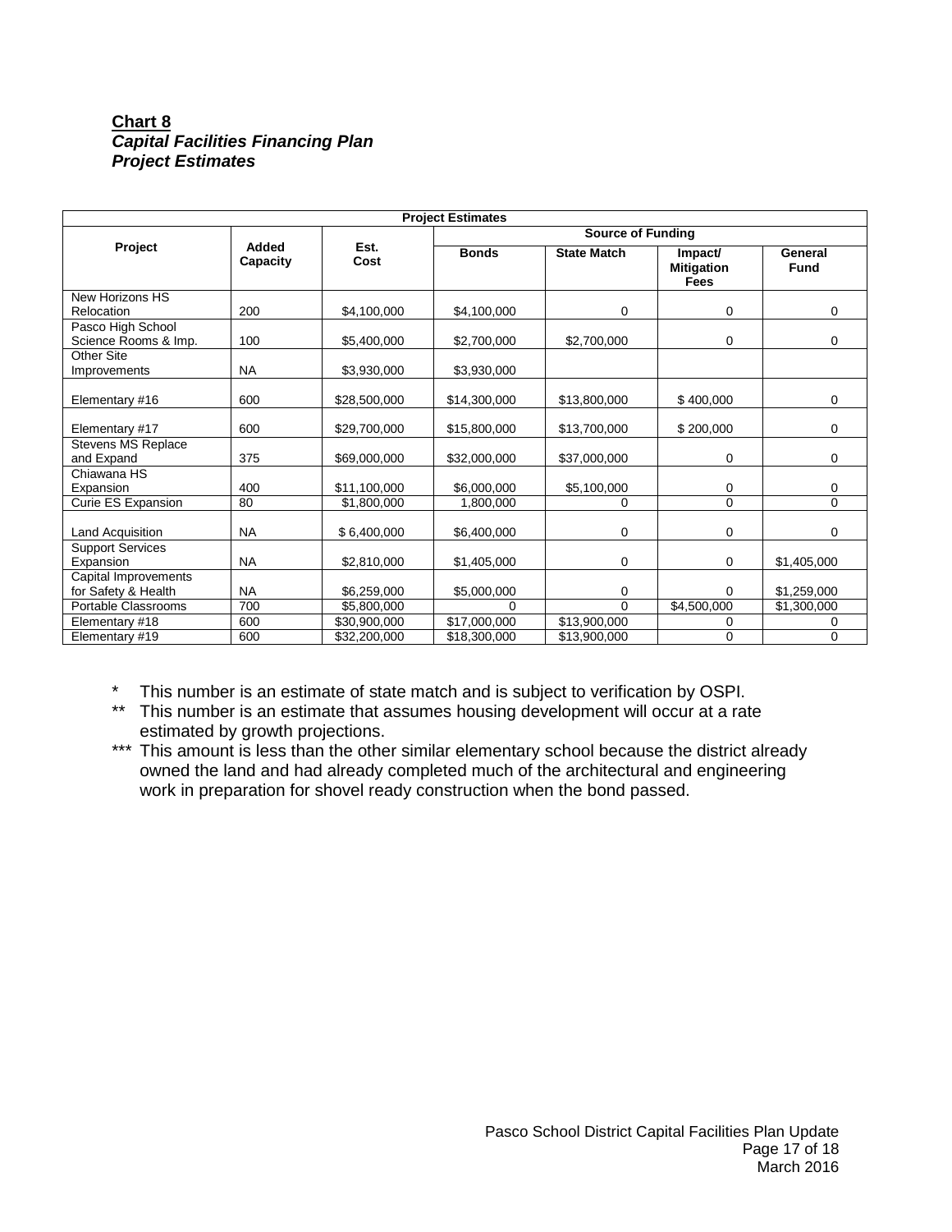**Chart 8**
***Capital Facilities Financing Plan***
***Project Estimates***

| Project Estimates | | | | | | |
|---|---|---|---|---|---|---|
| | | | Source of Funding | | | |
| **Project** | **Added Capacity** | **Est. Cost** | **Bonds** | **State Match** | **Impact/ Mitigation Fees** | **General Fund** |
| New Horizons HS Relocation | 200 | $4,100,000 | $4,100,000 | 0 | 0 | 0 |
| Pasco High School Science Rooms & Imp. | 100 | $5,400,000 | $2,700,000 | $2,700,000 | 0 | 0 |
| Other Site Improvements | NA | $3,930,000 | $3,930,000 | | | |
| Elementary #16 | 600 | $28,500,000 | $14,300,000 | $13,800,000 | $ 400,000 | 0 |
| Elementary #17 | 600 | $29,700,000 | $15,800,000 | $13,700,000 | $ 200,000 | 0 |
| Stevens MS Replace and Expand | 375 | $69,000,000 | $32,000,000 | $37,000,000 | 0 | 0 |
| Chiawana HS Expansion | 400 | $11,100,000 | $6,000,000 | $5,100,000 | 0 | 0 |
| Curie ES Expansion | 80 | $1,800,000 | 1,800,000 | 0 | 0 | 0 |
| Land Acquisition | NA | $ 6,400,000 | $6,400,000 | 0 | 0 | 0 |
| Support Services Expansion | NA | $2,810,000 | $1,405,000 | 0 | 0 | $1,405,000 |
| Capital Improvements for Safety & Health | NA | $6,259,000 | $5,000,000 | 0 | 0 | $1,259,000 |
| Portable Classrooms | 700 | $5,800,000 | 0 | 0 | $4,500,000 | $1,300,000 |
| Elementary #18 | 600 | $30,900,000 | $17,000,000 | $13,900,000 | 0 | 0 |
| Elementary #19 | 600 | $32,200,000 | $18,300,000 | $13,900,000 | 0 | 0 |

\* This number is an estimate of state match and is subject to verification by OSPI.

\*\* This number is an estimate that assumes housing development will occur at a rate estimated by growth projections.

\*\*\* This amount is less than the other similar elementary school because the district already owned the land and had already completed much of the architectural and engineering work in preparation for shovel ready construction when the bond passed.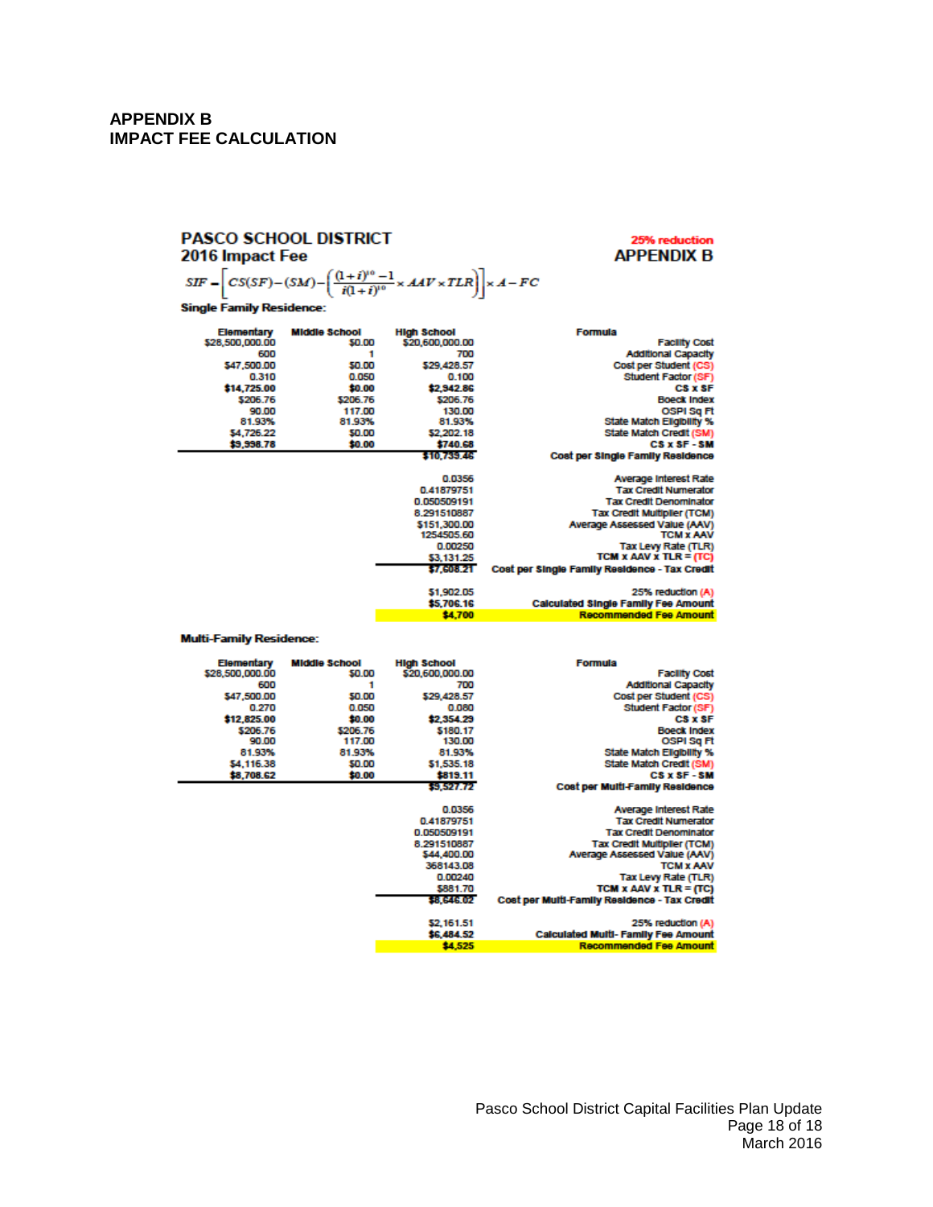## APPENDIX B
## IMPACT FEE CALCULATION

**PASCO SCHOOL DISTRICT**
**2016 Impact Fee**

25% reduction
**APPENDIX B**

$$SIF = \left[ CS(SF) - (SM) - \left( \frac{(1+i)^{10} - 1}{i(1+i)^{10}} \times AAV \times TLR \right) \right] \times A - FC$$

**Single Family Residence:**

| Elementary | Middle School | High School | Formula |
|---|---|---|---|
| $28,500,000.00 | $0.00 | $20,600,000.00 | Facility Cost |
| 600 | 1 | 700 | Additional Capacity |
| $47,500.00 | $0.00 | $29,428.57 | Cost per Student (CS) |
| 0.310 | 0.050 | 0.100 | Student Factor (SF) |
| **$14,725.00** | **$0.00** | **$2,942.86** | **CS x SF** |
| $206.76 | $206.76 | $206.76 | Boeck Index |
| 90.00 | 117.00 | 130.00 | OSPI Sq Ft |
| 81.93% | 81.93% | 81.93% | State Match Eligibility % |
| $4,726.22 | $0.00 | $2,202.18 | State Match Credit (SM) |
| **$9,998.78** | **$0.00** | **$740.68** | **CS x SF - SM** |
| | | **$10,739.46** | **Cost per Single Family Residence** |
| | | 0.0356 | Average Interest Rate |
| | | 0.41879751 | Tax Credit Numerator |
| | | 0.050509191 | Tax Credit Denominator |
| | | 8.291510887 | Tax Credit Multiplier (TCM) |
| | | $151,300.00 | Average Assessed Value (AAV) |
| | | 1254505.60 | TCM x AAV |
| | | 0.00250 | Tax Levy Rate (TLR) |
| | | $3,131.25 | **TCM x AAV x TLR = (TC)** |
| | | **$7,608.21** | **Cost per Single Family Residence - Tax Credit** |
| | | $1,902.05 | 25% reduction (A) |
| | | **$5,706.16** | **Calculated Single Family Fee Amount** |
| | | **$4,700** | **Recommended Fee Amount** |

**Multi-Family Residence:**

| Elementary | Middle School | High School | Formula |
|---|---|---|---|
| $28,500,000.00 | $0.00 | $20,600,000.00 | Facility Cost |
| 600 | 1 | 700 | Additional Capacity |
| $47,500.00 | $0.00 | $29,428.57 | Cost per Student (CS) |
| 0.270 | 0.050 | 0.080 | Student Factor (SF) |
| **$12,825.00** | **$0.00** | **$2,354.29** | **CS x SF** |
| $206.76 | $206.76 | $180.17 | Boeck Index |
| 90.00 | 117.00 | 130.00 | OSPI Sq Ft |
| 81.93% | 81.93% | 81.93% | State Match Eligibility % |
| $4,116.38 | $0.00 | $1,535.18 | State Match Credit (SM) |
| **$8,708.62** | **$0.00** | **$819.11** | **CS x SF - SM** |
| | | **$9,527.72** | **Cost per Multi-Family Residence** |
| | | 0.0356 | Average Interest Rate |
| | | 0.41879751 | Tax Credit Numerator |
| | | 0.050509191 | Tax Credit Denominator |
| | | 8.291510887 | Tax Credit Multiplier (TCM) |
| | | $44,400.00 | Average Assessed Value (AAV) |
| | | 368143.08 | TCM x AAV |
| | | 0.00240 | Tax Levy Rate (TLR) |
| | | $881.70 | **TCM x AAV x TLR = (TC)** |
| | | **$8,646.02** | **Cost per Multi-Family Residence - Tax Credit** |
| | | $2,161.51 | 25% reduction (A) |
| | | **$6,484.52** | **Calculated Multi- Family Fee Amount** |
| | | **$4,525** | **Recommended Fee Amount** |